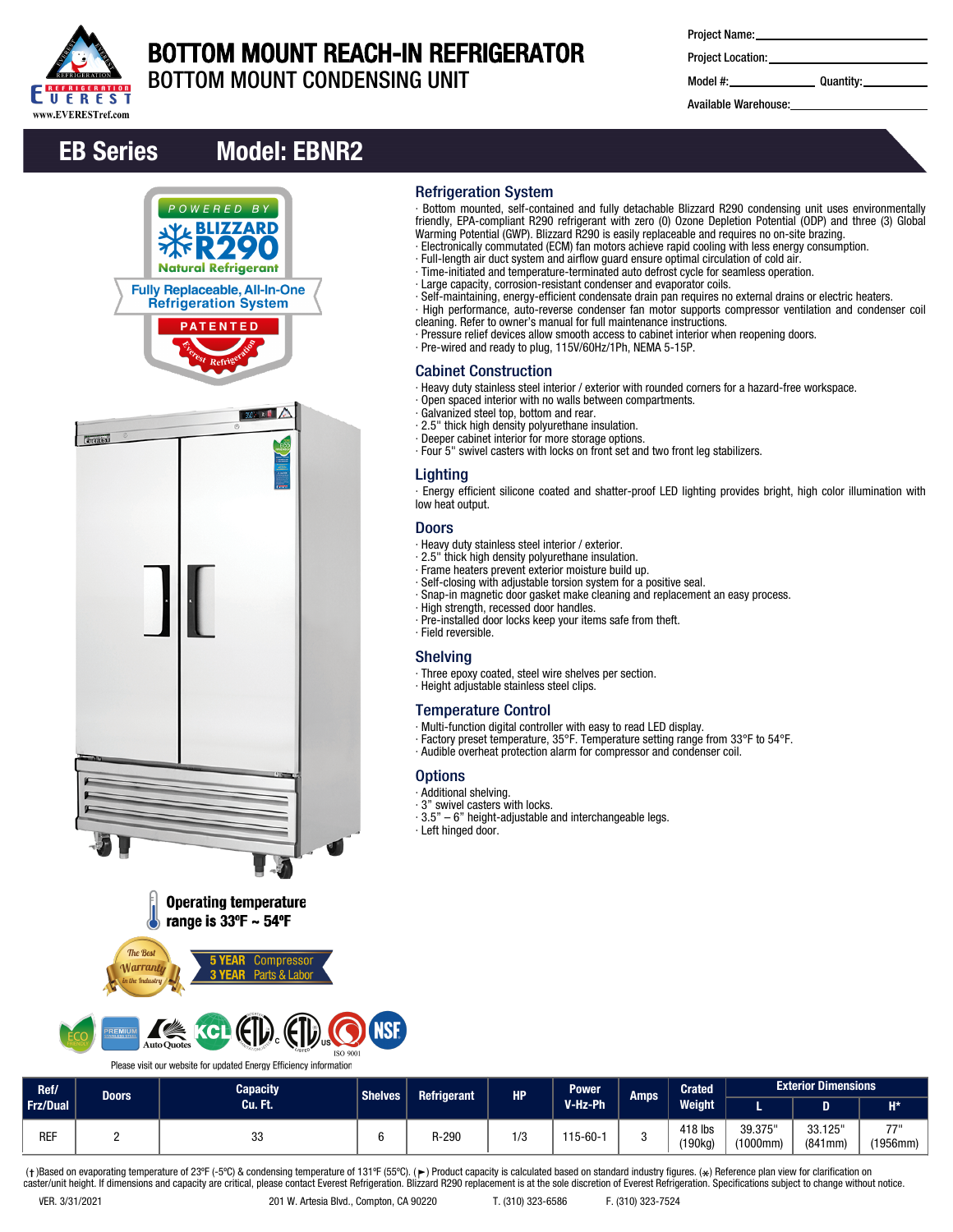# BOTTOM MOUNT REACH-IN REFRIGERATOR

## BOTTOM MOUNT CONDENSING UNIT

Project Name:

Project Location:

Model #: Quantity:

Available Warehouse:

## EB Series Model: EBNR2

POWERED BY BLIZZARD R290 Natural Refrigerant

Fully Replaceable, All-In-One Refrigeration System

PATENTED

Operating temperature range is 33ºF ~ 54ºF

The Best Warranty in the Industry

5 YEAR Compressor
3 YEAR Parts & Labor

Please visit our website for updated Energy Efficiency information

### Refrigeration System

- Bottom mounted, self-contained and fully detachable Blizzard R290 condensing unit uses environmentally friendly, EPA-compliant R290 refrigerant with zero (0) Ozone Depletion Potential (ODP) and three (3) Global Warming Potential (GWP). Blizzard R290 is easily replaceable and requires no on-site brazing.
- Electronically commutated (ECM) fan motors achieve rapid cooling with less energy consumption.
- Full-length air duct system and airflow guard ensure optimal circulation of cold air.
- Time-initiated and temperature-terminated auto defrost cycle for seamless operation.
- Large capacity, corrosion-resistant condenser and evaporator coils.
- Self-maintaining, energy-efficient condensate drain pan requires no external drains or electric heaters.
- High performance, auto-reverse condenser fan motor supports compressor ventilation and condenser coil cleaning. Refer to owner's manual for full maintenance instructions.
- Pressure relief devices allow smooth access to cabinet interior when reopening doors.
- Pre-wired and ready to plug, 115V/60Hz/1Ph, NEMA 5-15P.

### Cabinet Construction

- Heavy duty stainless steel interior / exterior with rounded corners for a hazard-free workspace.
- Open spaced interior with no walls between compartments.
- Galvanized steel top, bottom and rear.
- 2.5" thick high density polyurethane insulation.
- Deeper cabinet interior for more storage options.
- Four 5" swivel casters with locks on front set and two front leg stabilizers.

### Lighting

- Energy efficient silicone coated and shatter-proof LED lighting provides bright, high color illumination with low heat output.

### Doors

- Heavy duty stainless steel interior / exterior.
- 2.5" thick high density polyurethane insulation.
- Frame heaters prevent exterior moisture build up.
- Self-closing with adjustable torsion system for a positive seal.
- Snap-in magnetic door gasket make cleaning and replacement an easy process.
- High strength, recessed door handles.
- Pre-installed door locks keep your items safe from theft.
- Field reversible.

### Shelving

- Three epoxy coated, steel wire shelves per section.
- Height adjustable stainless steel clips.

### Temperature Control

- Multi-function digital controller with easy to read LED display.
- Factory preset temperature, 35°F. Temperature setting range from 33°F to 54°F.
- Audible overheat protection alarm for compressor and condenser coil.

### Options

- Additional shelving.
- 3" swivel casters with locks.
- 3.5" – 6" height-adjustable and interchangeable legs.
- Left hinged door.

| Ref/ Frz/Dual | Doors | Capacity Cu. Ft. | Shelves | Refrigerant | HP | Power V-Hz-Ph | Amps | Crated Weight | Exterior Dimensions | | |
|---|---|---|---|---|---|---|---|---|---|---|---|
| | | | | | | | | | L | D | H* |
| REF | 2 | 33 | 6 | R-290 | 1/3 | 115-60-1 | 3 | 418 lbs (190kg) | 39.375" (1000mm) | 33.125" (841mm) | 77" (1956mm) |

(†)Based on evaporating temperature of 23ºF (-5ºC) & condensing temperature of 131ºF (55ºC). (►) Product capacity is calculated based on standard industry figures. (⁎) Reference plan view for clarification on caster/unit height. If dimensions and capacity are critical, please contact Everest Refrigeration. Blizzard R290 replacement is at the sole discretion of Everest Refrigeration. Specifications subject to change without notice.

VER. 3/31/2021 201 W. Artesia Blvd., Compton, CA 90220 T. (310) 323-6586 F. (310) 323-7524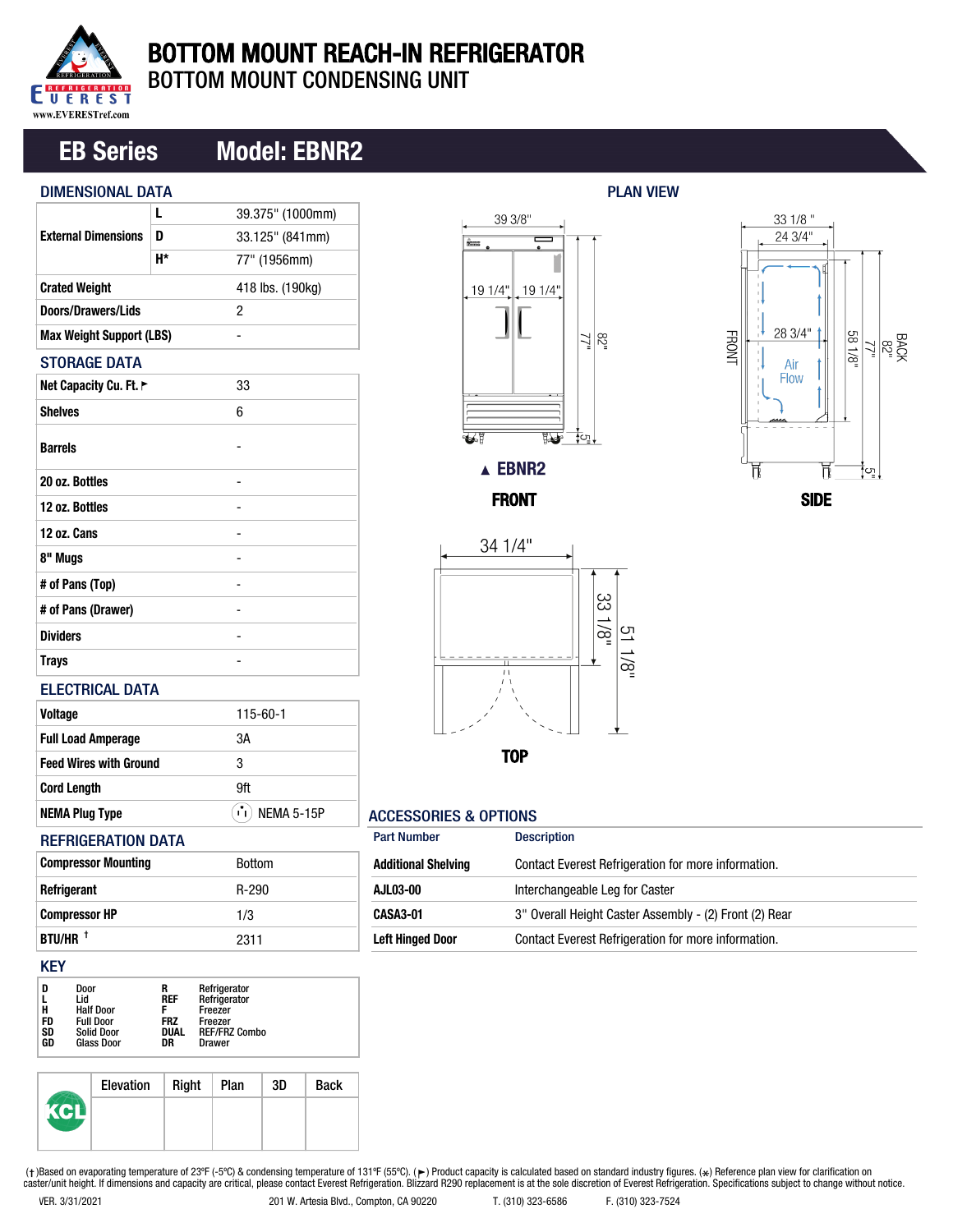# BOTTOM MOUNT REACH-IN REFRIGERATOR

## BOTTOM MOUNT CONDENSING UNIT

www.EVERESTref.com

## EB Series Model: EBNR2

### DIMENSIONAL DATA

| | | |
|---|---|---|
| External Dimensions | L | 39.375" (1000mm) |
| | D | 33.125" (841mm) |
| | H* | 77" (1956mm) |
| Crated Weight | | 418 lbs. (190kg) |
| Doors/Drawers/Lids | | 2 |
| Max Weight Support (LBS) | | - |

### STORAGE DATA

| | |
|---|---|
| Net Capacity Cu. Ft. ► | 33 |
| Shelves | 6 |
| Barrels | - |
| 20 oz. Bottles | - |
| 12 oz. Bottles | - |
| 12 oz. Cans | - |
| 8" Mugs | - |
| # of Pans (Top) | - |
| # of Pans (Drawer) | - |
| Dividers | - |
| Trays | - |

### ELECTRICAL DATA

| | |
|---|---|
| Voltage | 115-60-1 |
| Full Load Amperage | 3A |
| Feed Wires with Ground | 3 |
| Cord Length | 9ft |
| NEMA Plug Type | NEMA 5-15P |

### REFRIGERATION DATA

| | |
|---|---|
| Compressor Mounting | Bottom |
| Refrigerant | R-290 |
| Compressor HP | 1/3 |
| BTU/HR † | 2311 |

### KEY

| | | | |
|---|---|---|---|
| D | Door | R | Refrigerator |
| L | Lid | REF | Refrigerator |
| H | Half Door | F | Freezer |
| FD | Full Door | FRZ | Freezer |
| SD | Solid Door | DUAL | REF/FRZ Combo |
| GD | Glass Door | DR | Drawer |

| KCL | Elevation | Right | Plan | 3D | Back |
|---|---|---|---|---|---|
| | | | | | |

### PLAN VIEW

39 3/8"
19 1/4" 19 1/4"
77" 82"
5"
▲ EBNR2
FRONT

33 1/8"
24 3/4"
28 3/4"
Air Flow
FRONT
58 1/8"
77"
82"
BACK
5"
SIDE

34 1/4"
33 1/8"
51 1/8"
TOP

### ACCESSORIES & OPTIONS

| Part Number | Description |
|---|---|
| Additional Shelving | Contact Everest Refrigeration for more information. |
| AJL03-00 | Interchangeable Leg for Caster |
| CASA3-01 | 3" Overall Height Caster Assembly - (2) Front (2) Rear |
| Left Hinged Door | Contact Everest Refrigeration for more information. |

(†)Based on evaporating temperature of 23°F (-5°C) & condensing temperature of 131°F (55°C). (►) Product capacity is calculated based on standard industry figures. (*) Reference plan view for clarification on caster/unit height. If dimensions and capacity are critical, please contact Everest Refrigeration. Blizzard R290 replacement is at the sole discretion of Everest Refrigeration. Specifications subject to change without notice.

VER. 3/31/2021 201 W. Artesia Blvd., Compton, CA 90220 T. (310) 323-6586 F. (310) 323-7524